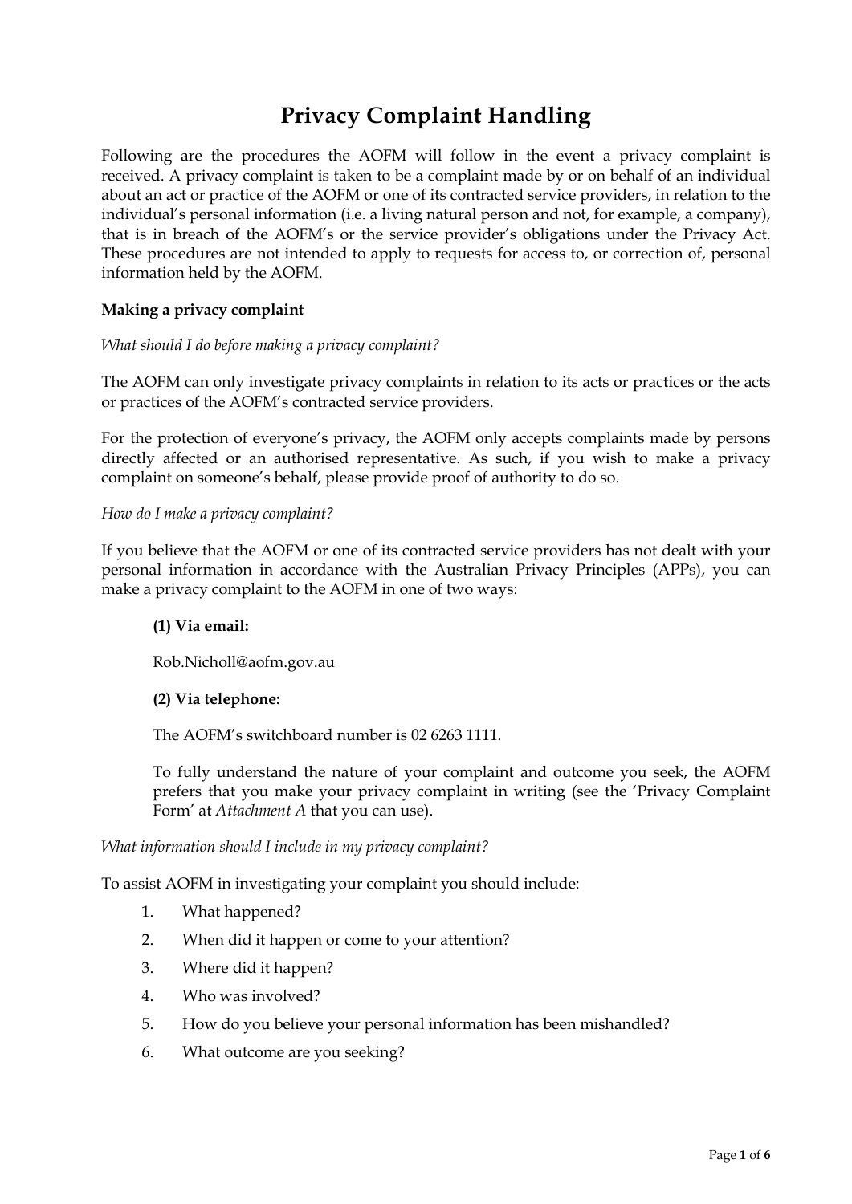# Privacy Complaint Handling

Following are the procedures the AOFM will follow in the event a privacy complaint is received. A privacy complaint is taken to be a complaint made by or on behalf of an individual about an act or practice of the AOFM or one of its contracted service providers, in relation to the individual's personal information (i.e. a living natural person and not, for example, a company), that is in breach of the AOFM's or the service provider's obligations under the Privacy Act. These procedures are not intended to apply to requests for access to, or correction of, personal information held by the AOFM.

### Making a privacy complaint

*What should I do before making a privacy complaint?*

The AOFM can only investigate privacy complaints in relation to its acts or practices or the acts or practices of the AOFM's contracted service providers.

For the protection of everyone's privacy, the AOFM only accepts complaints made by persons directly affected or an authorised representative. As such, if you wish to make a privacy complaint on someone's behalf, please provide proof of authority to do so.

*How do I make a privacy complaint?*

If you believe that the AOFM or one of its contracted service providers has not dealt with your personal information in accordance with the Australian Privacy Principles (APPs), you can make a privacy complaint to the AOFM in one of two ways:

> **(1) Via email:**
>
> Rob.Nicholl@aofm.gov.au
>
> **(2) Via telephone:**
>
> The AOFM's switchboard number is 02 6263 1111.
>
> To fully understand the nature of your complaint and outcome you seek, the AOFM prefers that you make your privacy complaint in writing (see the 'Privacy Complaint Form' at *Attachment A* that you can use).

*What information should I include in my privacy complaint?*

To assist AOFM in investigating your complaint you should include:

1. What happened?
2. When did it happen or come to your attention?
3. Where did it happen?
4. Who was involved?
5. How do you believe your personal information has been mishandled?
6. What outcome are you seeking?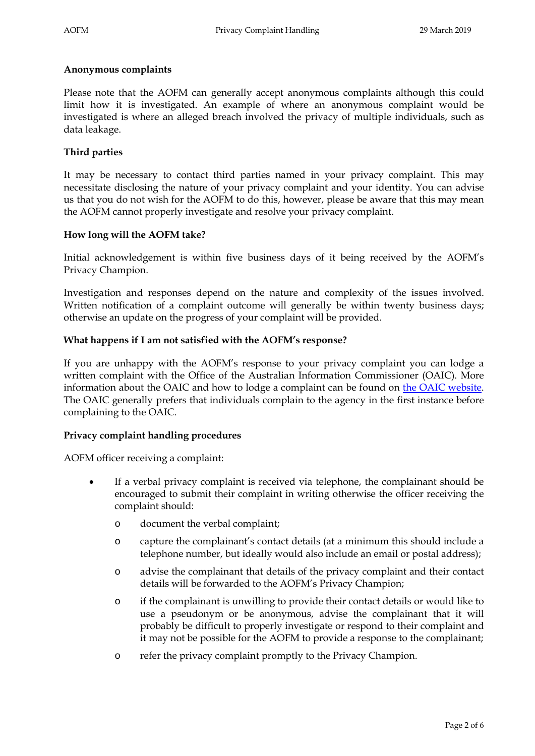**Anonymous complaints**

Please note that the AOFM can generally accept anonymous complaints although this could limit how it is investigated. An example of where an anonymous complaint would be investigated is where an alleged breach involved the privacy of multiple individuals, such as data leakage.

**Third parties**

It may be necessary to contact third parties named in your privacy complaint. This may necessitate disclosing the nature of your privacy complaint and your identity. You can advise us that you do not wish for the AOFM to do this, however, please be aware that this may mean the AOFM cannot properly investigate and resolve your privacy complaint.

**How long will the AOFM take?**

Initial acknowledgement is within five business days of it being received by the AOFM's Privacy Champion.

Investigation and responses depend on the nature and complexity of the issues involved. Written notification of a complaint outcome will generally be within twenty business days; otherwise an update on the progress of your complaint will be provided.

**What happens if I am not satisfied with the AOFM's response?**

If you are unhappy with the AOFM's response to your privacy complaint you can lodge a written complaint with the Office of the Australian Information Commissioner (OAIC). More information about the OAIC and how to lodge a complaint can be found on the OAIC website. The OAIC generally prefers that individuals complain to the agency in the first instance before complaining to the OAIC.

**Privacy complaint handling procedures**

AOFM officer receiving a complaint:

- If a verbal privacy complaint is received via telephone, the complainant should be encouraged to submit their complaint in writing otherwise the officer receiving the complaint should:
  - document the verbal complaint;
  - capture the complainant's contact details (at a minimum this should include a telephone number, but ideally would also include an email or postal address);
  - advise the complainant that details of the privacy complaint and their contact details will be forwarded to the AOFM's Privacy Champion;
  - if the complainant is unwilling to provide their contact details or would like to use a pseudonym or be anonymous, advise the complainant that it will probably be difficult to properly investigate or respond to their complaint and it may not be possible for the AOFM to provide a response to the complainant;
  - refer the privacy complaint promptly to the Privacy Champion.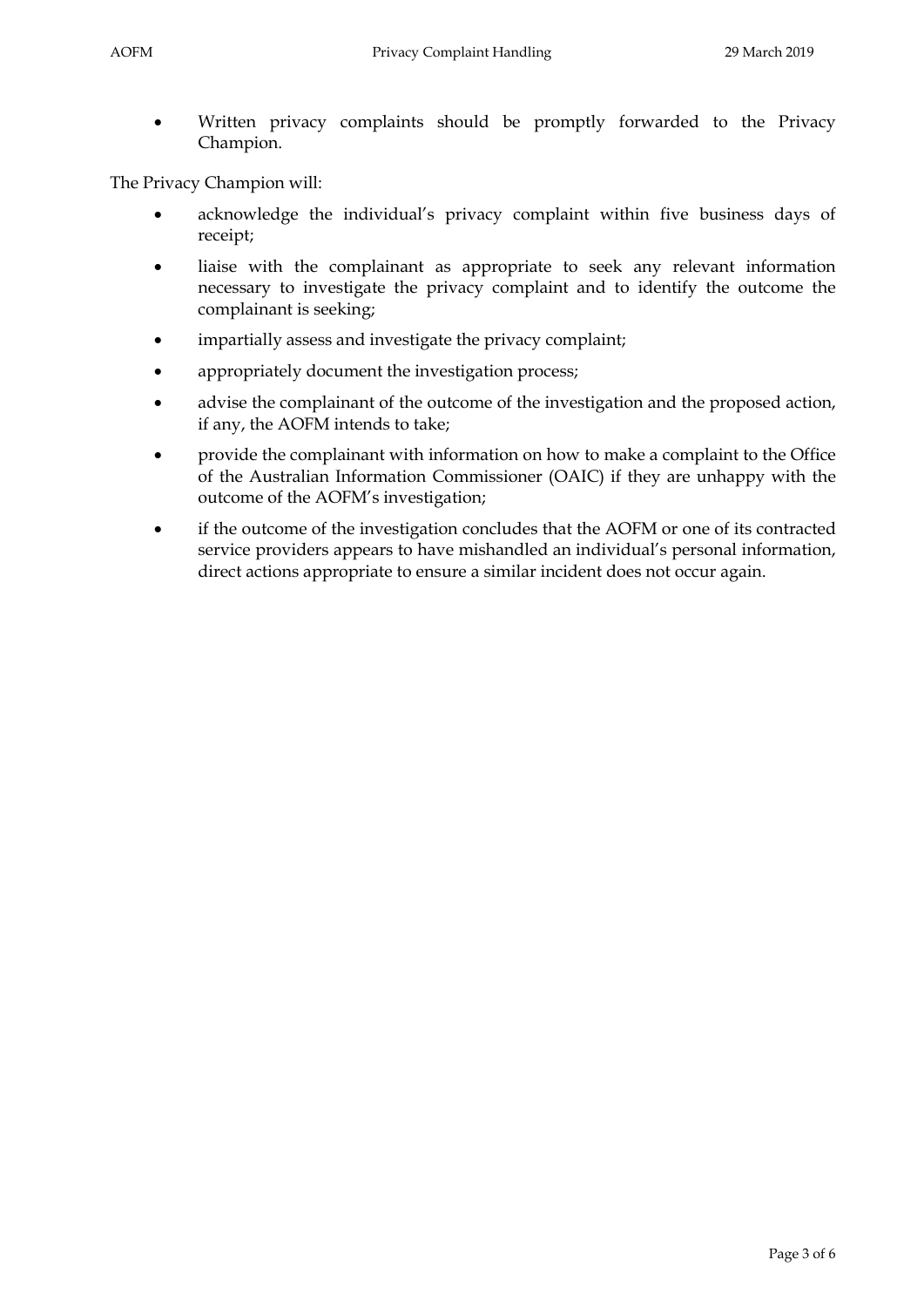- Written privacy complaints should be promptly forwarded to the Privacy Champion.

The Privacy Champion will:

- acknowledge the individual's privacy complaint within five business days of receipt;
- liaise with the complainant as appropriate to seek any relevant information necessary to investigate the privacy complaint and to identify the outcome the complainant is seeking;
- impartially assess and investigate the privacy complaint;
- appropriately document the investigation process;
- advise the complainant of the outcome of the investigation and the proposed action, if any, the AOFM intends to take;
- provide the complainant with information on how to make a complaint to the Office of the Australian Information Commissioner (OAIC) if they are unhappy with the outcome of the AOFM's investigation;
- if the outcome of the investigation concludes that the AOFM or one of its contracted service providers appears to have mishandled an individual's personal information, direct actions appropriate to ensure a similar incident does not occur again.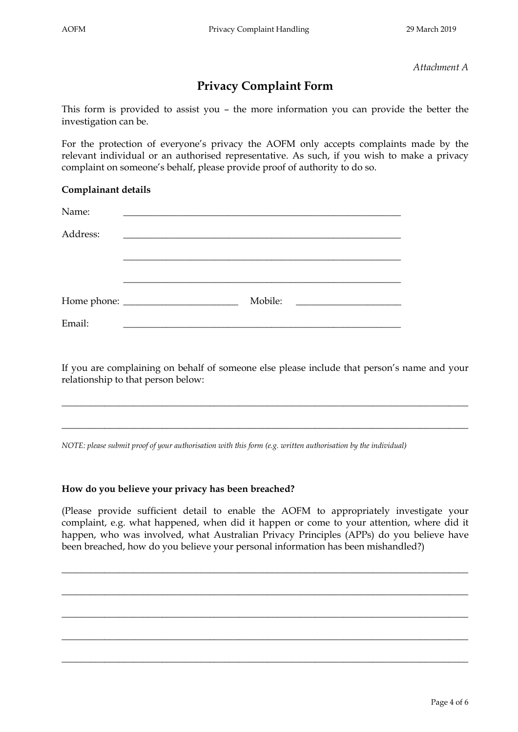*Attachment A*

# Privacy Complaint Form

This form is provided to assist you – the more information you can provide the better the investigation can be.

For the protection of everyone's privacy the AOFM only accepts complaints made by the relevant individual or an authorised representative. As such, if you wish to make a privacy complaint on someone's behalf, please provide proof of authority to do so.

**Complainant details**

Name: ____________________________________________________________

Address: ____________________________________________________________

____________________________________________________________

____________________________________________________________

Home phone: ________________________ Mobile: ______________________

Email: ____________________________________________________________

If you are complaining on behalf of someone else please include that person's name and your relationship to that person below:

______________________________________________________________________________

______________________________________________________________________________

*NOTE: please submit proof of your authorisation with this form (e.g. written authorisation by the individual)*

**How do you believe your privacy has been breached?**

(Please provide sufficient detail to enable the AOFM to appropriately investigate your complaint, e.g. what happened, when did it happen or come to your attention, where did it happen, who was involved, what Australian Privacy Principles (APPs) do you believe have been breached, how do you believe your personal information has been mishandled?)

______________________________________________________________________________

______________________________________________________________________________

______________________________________________________________________________

______________________________________________________________________________

______________________________________________________________________________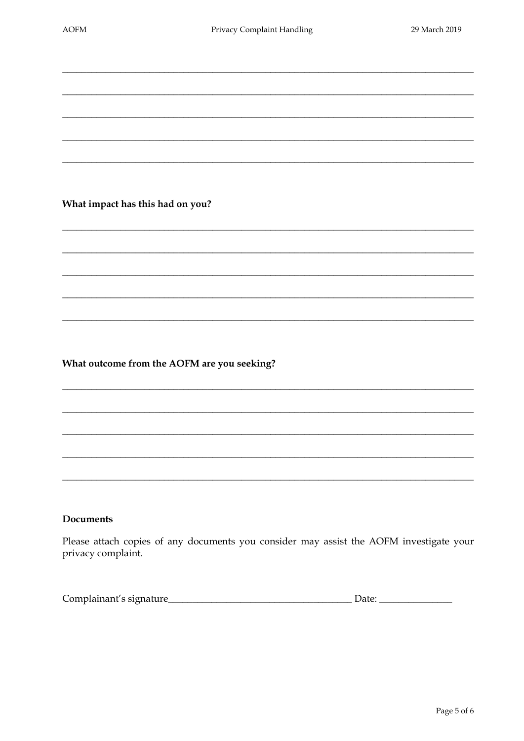_______________________________________________________________________________

_______________________________________________________________________________

_______________________________________________________________________________

_______________________________________________________________________________

_______________________________________________________________________________

**What impact has this had on you?**

_______________________________________________________________________________

_______________________________________________________________________________

_______________________________________________________________________________

_______________________________________________________________________________

_______________________________________________________________________________

**What outcome from the AOFM are you seeking?**

_______________________________________________________________________________

_______________________________________________________________________________

_______________________________________________________________________________

_______________________________________________________________________________

_______________________________________________________________________________

**Documents**

Please attach copies of any documents you consider may assist the AOFM investigate your privacy complaint.

Complainant's signature_____________________________________ Date: _______________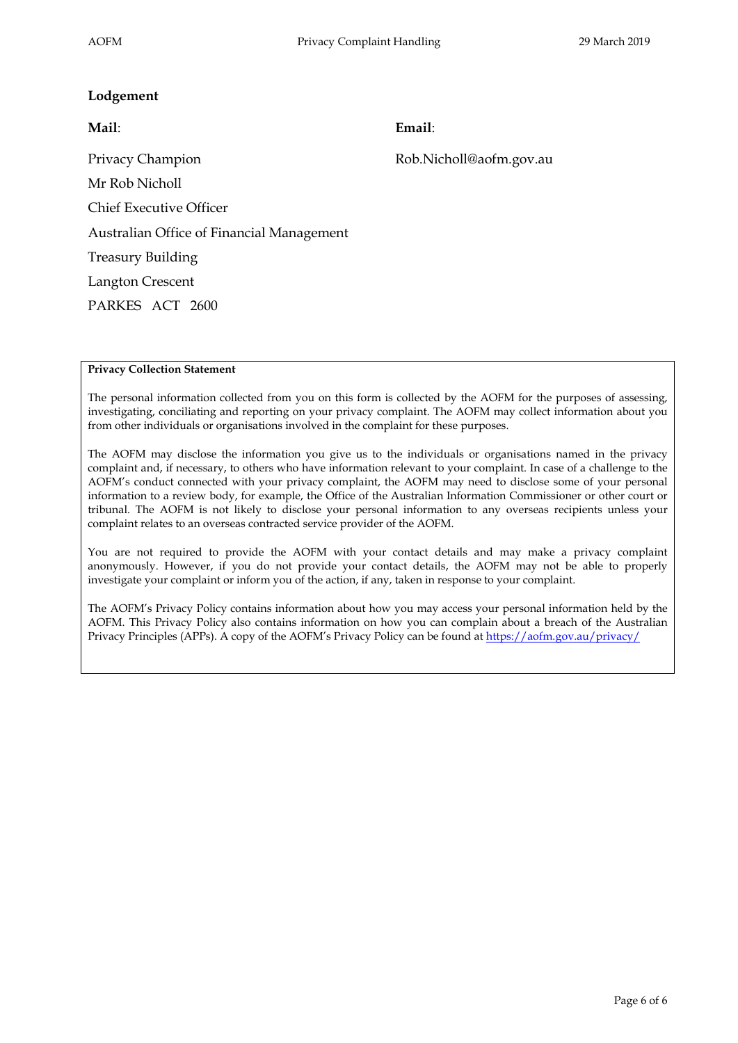**Lodgement**

**Mail**:

Privacy Champion

Mr Rob Nicholl

Chief Executive Officer

Australian Office of Financial Management

Treasury Building

Langton Crescent

PARKES ACT 2600

**Email**:

Rob.Nicholl@aofm.gov.au

**Privacy Collection Statement**

The personal information collected from you on this form is collected by the AOFM for the purposes of assessing, investigating, conciliating and reporting on your privacy complaint. The AOFM may collect information about you from other individuals or organisations involved in the complaint for these purposes.

The AOFM may disclose the information you give us to the individuals or organisations named in the privacy complaint and, if necessary, to others who have information relevant to your complaint. In case of a challenge to the AOFM's conduct connected with your privacy complaint, the AOFM may need to disclose some of your personal information to a review body, for example, the Office of the Australian Information Commissioner or other court or tribunal. The AOFM is not likely to disclose your personal information to any overseas recipients unless your complaint relates to an overseas contracted service provider of the AOFM.

You are not required to provide the AOFM with your contact details and may make a privacy complaint anonymously. However, if you do not provide your contact details, the AOFM may not be able to properly investigate your complaint or inform you of the action, if any, taken in response to your complaint.

The AOFM's Privacy Policy contains information about how you may access your personal information held by the AOFM. This Privacy Policy also contains information on how you can complain about a breach of the Australian Privacy Principles (APPs). A copy of the AOFM's Privacy Policy can be found at https://aofm.gov.au/privacy/